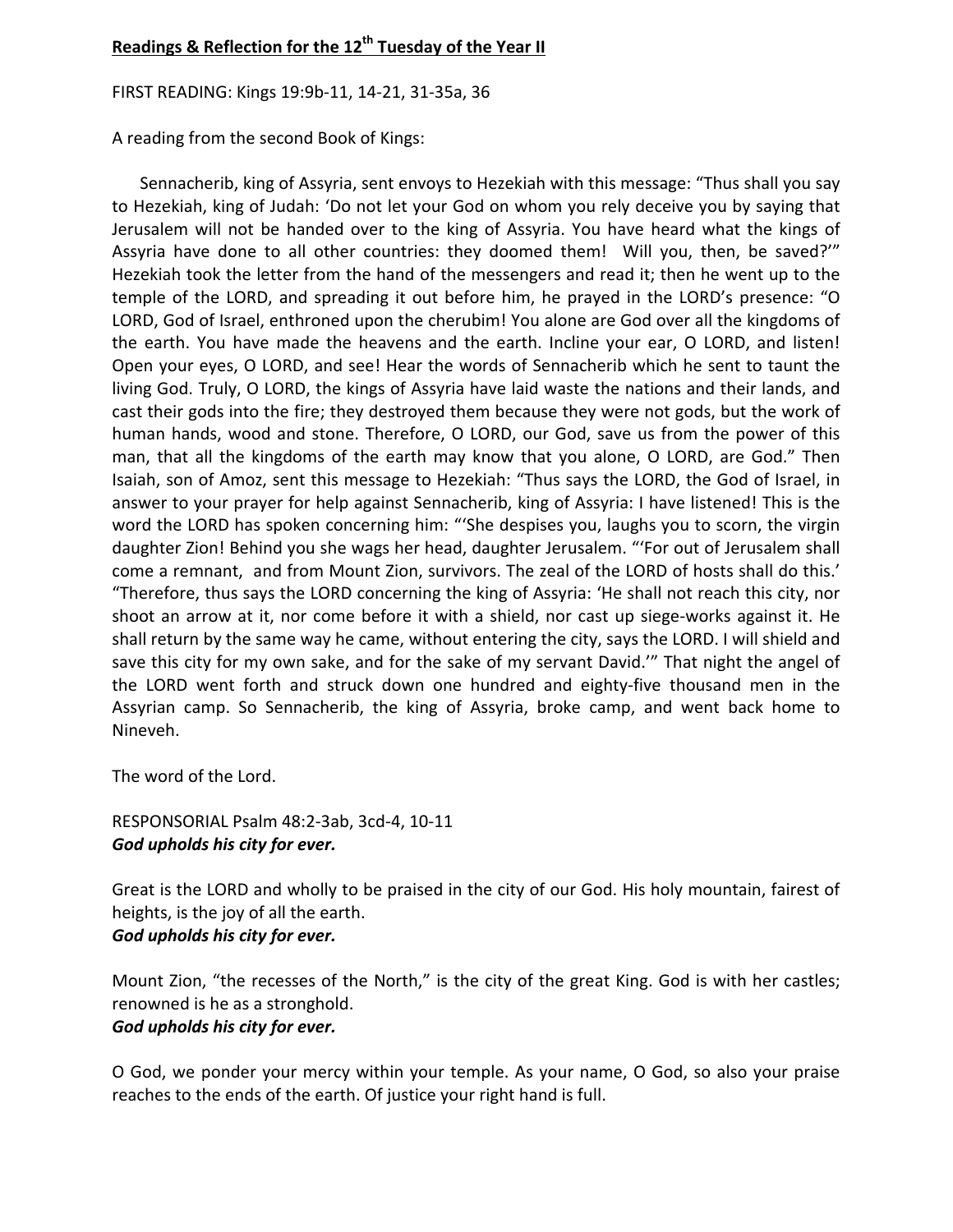## **Readings & Reflection for the 12th Tuesday of the Year II**

FIRST READING: Kings 19:9b-11, 14-21, 31-35a, 36

A reading from the second Book of Kings:

Sennacherib, king of Assyria, sent envoys to Hezekiah with this message: "Thus shall you say to Hezekiah, king of Judah: 'Do not let your God on whom you rely deceive you by saying that Jerusalem will not be handed over to the king of Assyria. You have heard what the kings of Assyria have done to all other countries: they doomed them! Will you, then, be saved?'" Hezekiah took the letter from the hand of the messengers and read it; then he went up to the temple of the LORD, and spreading it out before him, he prayed in the LORD's presence: "O LORD, God of Israel, enthroned upon the cherubim! You alone are God over all the kingdoms of the earth. You have made the heavens and the earth. Incline your ear, O LORD, and listen! Open your eyes, O LORD, and see! Hear the words of Sennacherib which he sent to taunt the living God. Truly, O LORD, the kings of Assyria have laid waste the nations and their lands, and cast their gods into the fire; they destroyed them because they were not gods, but the work of human hands, wood and stone. Therefore, O LORD, our God, save us from the power of this man, that all the kingdoms of the earth may know that you alone, O LORD, are God." Then Isaiah, son of Amoz, sent this message to Hezekiah: "Thus says the LORD, the God of Israel, in answer to your prayer for help against Sennacherib, king of Assyria: I have listened! This is the word the LORD has spoken concerning him: "'She despises you, laughs you to scorn, the virgin daughter Zion! Behind you she wags her head, daughter Jerusalem. "'For out of Jerusalem shall come a remnant, and from Mount Zion, survivors. The zeal of the LORD of hosts shall do this.' "Therefore, thus says the LORD concerning the king of Assyria: 'He shall not reach this city, nor shoot an arrow at it, nor come before it with a shield, nor cast up siege-works against it. He shall return by the same way he came, without entering the city, says the LORD. I will shield and save this city for my own sake, and for the sake of my servant David.'" That night the angel of the LORD went forth and struck down one hundred and eighty-five thousand men in the Assyrian camp. So Sennacherib, the king of Assyria, broke camp, and went back home to Nineveh.

The word of the Lord.

RESPONSORIAL Psalm 48:2-3ab, 3cd-4, 10-11
***God upholds his city for ever.***

Great is the LORD and wholly to be praised in the city of our God. His holy mountain, fairest of heights, is the joy of all the earth.
***God upholds his city for ever.***

Mount Zion, "the recesses of the North," is the city of the great King. God is with her castles; renowned is he as a stronghold.
***God upholds his city for ever.***

O God, we ponder your mercy within your temple. As your name, O God, so also your praise reaches to the ends of the earth. Of justice your right hand is full.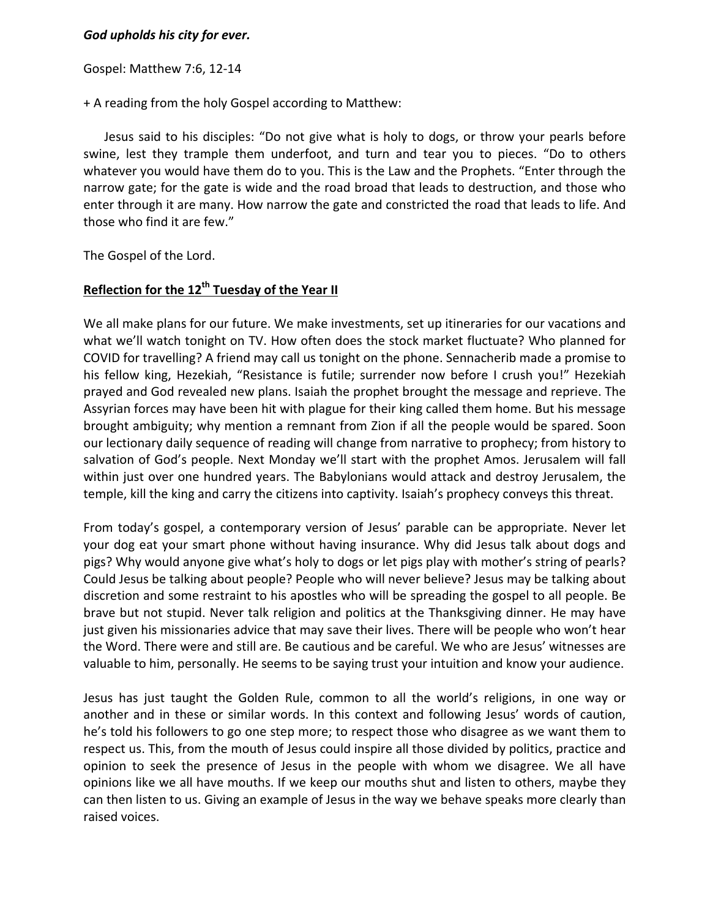***God upholds his city for ever.***

Gospel: Matthew 7:6, 12-14

+ A reading from the holy Gospel according to Matthew:

Jesus said to his disciples: "Do not give what is holy to dogs, or throw your pearls before swine, lest they trample them underfoot, and turn and tear you to pieces. "Do to others whatever you would have them do to you. This is the Law and the Prophets. "Enter through the narrow gate; for the gate is wide and the road broad that leads to destruction, and those who enter through it are many. How narrow the gate and constricted the road that leads to life. And those who find it are few."

The Gospel of the Lord.

## **<u>Reflection for the 12th Tuesday of the Year II</u>**

We all make plans for our future. We make investments, set up itineraries for our vacations and what we'll watch tonight on TV. How often does the stock market fluctuate? Who planned for COVID for travelling? A friend may call us tonight on the phone. Sennacherib made a promise to his fellow king, Hezekiah, "Resistance is futile; surrender now before I crush you!" Hezekiah prayed and God revealed new plans. Isaiah the prophet brought the message and reprieve. The Assyrian forces may have been hit with plague for their king called them home. But his message brought ambiguity; why mention a remnant from Zion if all the people would be spared. Soon our lectionary daily sequence of reading will change from narrative to prophecy; from history to salvation of God's people. Next Monday we'll start with the prophet Amos. Jerusalem will fall within just over one hundred years. The Babylonians would attack and destroy Jerusalem, the temple, kill the king and carry the citizens into captivity. Isaiah's prophecy conveys this threat.

From today's gospel, a contemporary version of Jesus' parable can be appropriate. Never let your dog eat your smart phone without having insurance. Why did Jesus talk about dogs and pigs? Why would anyone give what's holy to dogs or let pigs play with mother's string of pearls? Could Jesus be talking about people? People who will never believe? Jesus may be talking about discretion and some restraint to his apostles who will be spreading the gospel to all people. Be brave but not stupid. Never talk religion and politics at the Thanksgiving dinner. He may have just given his missionaries advice that may save their lives. There will be people who won't hear the Word. There were and still are. Be cautious and be careful. We who are Jesus' witnesses are valuable to him, personally. He seems to be saying trust your intuition and know your audience.

Jesus has just taught the Golden Rule, common to all the world's religions, in one way or another and in these or similar words. In this context and following Jesus' words of caution, he's told his followers to go one step more; to respect those who disagree as we want them to respect us. This, from the mouth of Jesus could inspire all those divided by politics, practice and opinion to seek the presence of Jesus in the people with whom we disagree. We all have opinions like we all have mouths. If we keep our mouths shut and listen to others, maybe they can then listen to us. Giving an example of Jesus in the way we behave speaks more clearly than raised voices.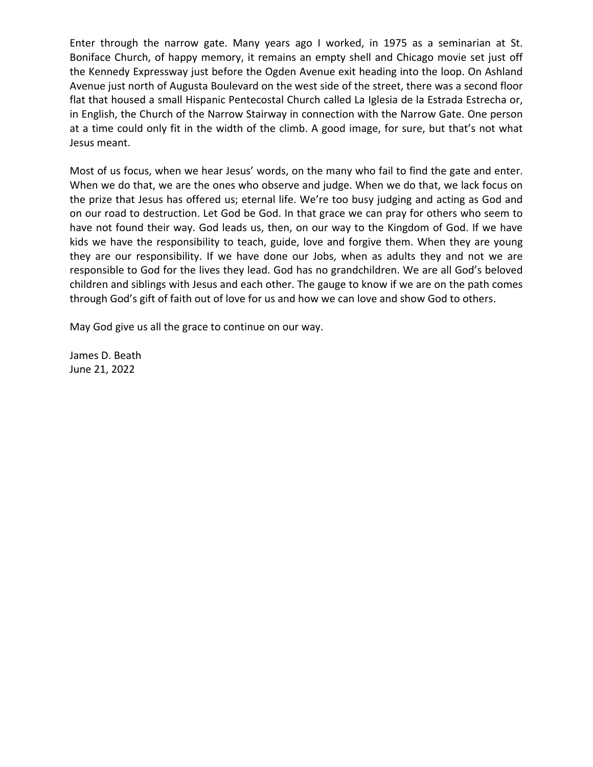Enter through the narrow gate. Many years ago I worked, in 1975 as a seminarian at St. Boniface Church, of happy memory, it remains an empty shell and Chicago movie set just off the Kennedy Expressway just before the Ogden Avenue exit heading into the loop. On Ashland Avenue just north of Augusta Boulevard on the west side of the street, there was a second floor flat that housed a small Hispanic Pentecostal Church called La Iglesia de la Estrada Estrecha or, in English, the Church of the Narrow Stairway in connection with the Narrow Gate. One person at a time could only fit in the width of the climb. A good image, for sure, but that's not what Jesus meant.

Most of us focus, when we hear Jesus' words, on the many who fail to find the gate and enter. When we do that, we are the ones who observe and judge. When we do that, we lack focus on the prize that Jesus has offered us; eternal life. We're too busy judging and acting as God and on our road to destruction. Let God be God. In that grace we can pray for others who seem to have not found their way. God leads us, then, on our way to the Kingdom of God. If we have kids we have the responsibility to teach, guide, love and forgive them. When they are young they are our responsibility. If we have done our Jobs, when as adults they and not we are responsible to God for the lives they lead. God has no grandchildren. We are all God's beloved children and siblings with Jesus and each other. The gauge to know if we are on the path comes through God's gift of faith out of love for us and how we can love and show God to others.

May God give us all the grace to continue on our way.

James D. Beath  
June 21, 2022